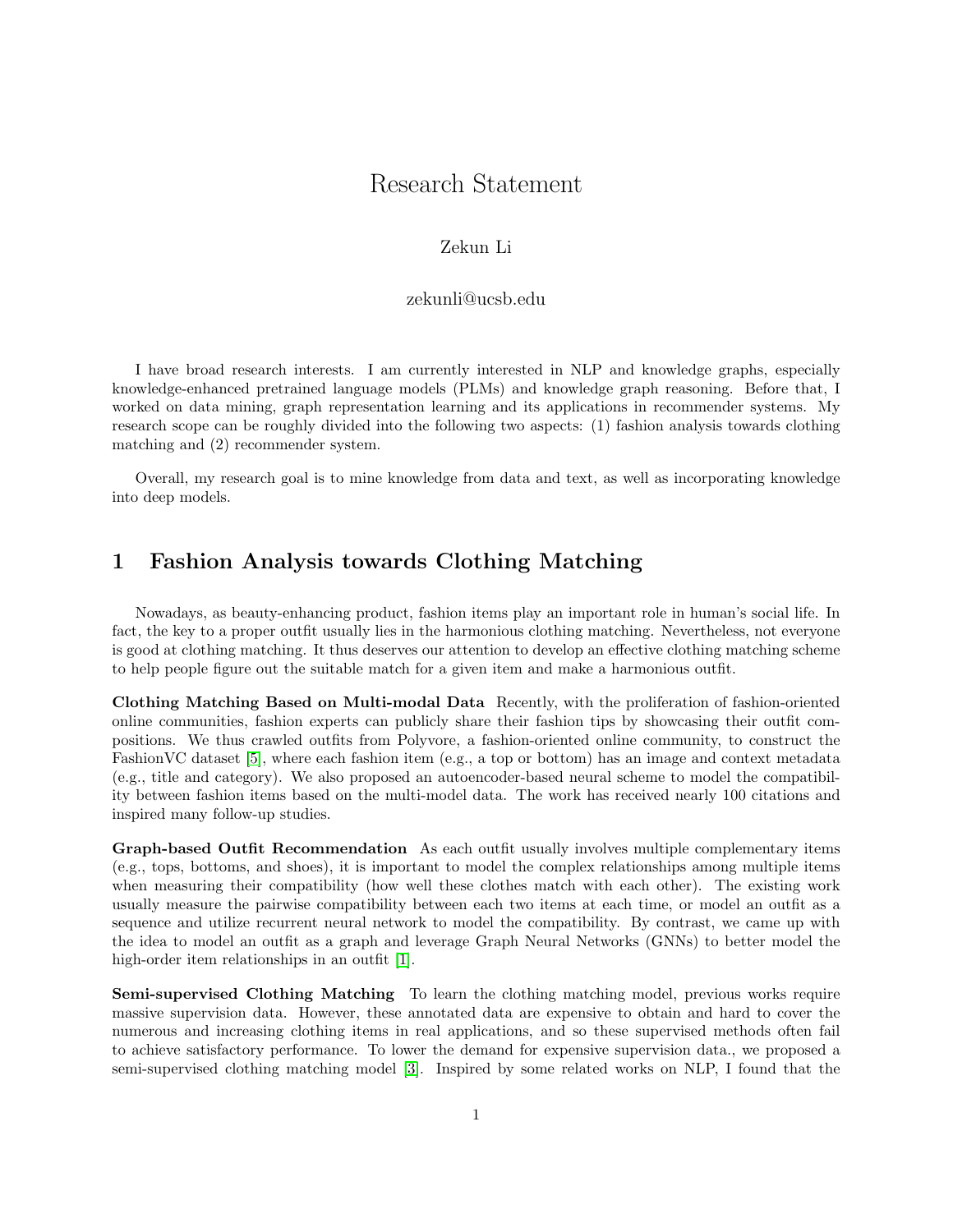# Research Statement

Zekun Li

zekunli@ucsb.edu

I have broad research interests. I am currently interested in NLP and knowledge graphs, especially knowledge-enhanced pretrained language models (PLMs) and knowledge graph reasoning. Before that, I worked on data mining, graph representation learning and its applications in recommender systems. My research scope can be roughly divided into the following two aspects: (1) fashion analysis towards clothing matching and (2) recommender system.

Overall, my research goal is to mine knowledge from data and text, as well as incorporating knowledge into deep models.

## 1 Fashion Analysis towards Clothing Matching

Nowadays, as beauty-enhancing product, fashion items play an important role in human's social life. In fact, the key to a proper outfit usually lies in the harmonious clothing matching. Nevertheless, not everyone is good at clothing matching. It thus deserves our attention to develop an effective clothing matching scheme to help people figure out the suitable match for a given item and make a harmonious outfit.

**Clothing Matching Based on Multi-modal Data** Recently, with the proliferation of fashion-oriented online communities, fashion experts can publicly share their fashion tips by showcasing their outfit compositions. We thus crawled outfits from Polyvore, a fashion-oriented online community, to construct the FashionVC dataset [5], where each fashion item (e.g., a top or bottom) has an image and context metadata (e.g., title and category). We also proposed an autoencoder-based neural scheme to model the compatibility between fashion items based on the multi-model data. The work has received nearly 100 citations and inspired many follow-up studies.

**Graph-based Outfit Recommendation** As each outfit usually involves multiple complementary items (e.g., tops, bottoms, and shoes), it is important to model the complex relationships among multiple items when measuring their compatibility (how well these clothes match with each other). The existing work usually measure the pairwise compatibility between each two items at each time, or model an outfit as a sequence and utilize recurrent neural network to model the compatibility. By contrast, we came up with the idea to model an outfit as a graph and leverage Graph Neural Networks (GNNs) to better model the high-order item relationships in an outfit [1].

**Semi-supervised Clothing Matching** To learn the clothing matching model, previous works require massive supervision data. However, these annotated data are expensive to obtain and hard to cover the numerous and increasing clothing items in real applications, and so these supervised methods often fail to achieve satisfactory performance. To lower the demand for expensive supervision data., we proposed a semi-supervised clothing matching model [3]. Inspired by some related works on NLP, I found that the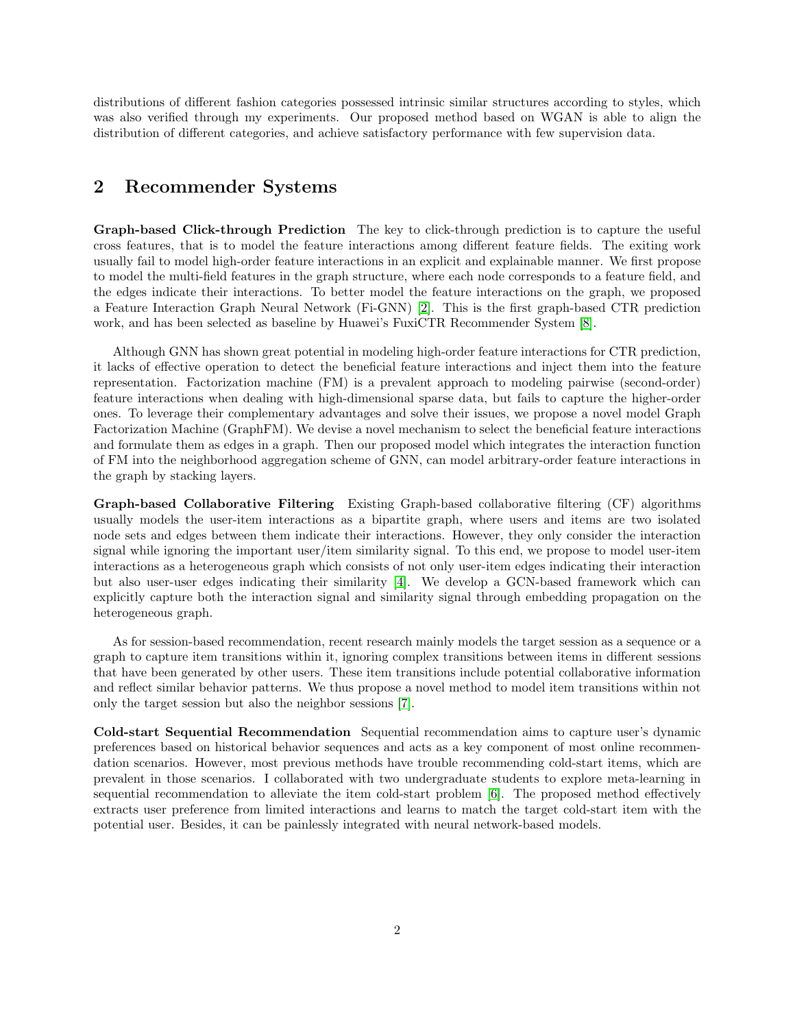distributions of different fashion categories possessed intrinsic similar structures according to styles, which was also verified through my experiments. Our proposed method based on WGAN is able to align the distribution of different categories, and achieve satisfactory performance with few supervision data.

## 2 Recommender Systems

**Graph-based Click-through Prediction** The key to click-through prediction is to capture the useful cross features, that is to model the feature interactions among different feature fields. The exiting work usually fail to model high-order feature interactions in an explicit and explainable manner. We first propose to model the multi-field features in the graph structure, where each node corresponds to a feature field, and the edges indicate their interactions. To better model the feature interactions on the graph, we proposed a Feature Interaction Graph Neural Network (Fi-GNN) [2]. This is the first graph-based CTR prediction work, and has been selected as baseline by Huawei's FuxiCTR Recommender System [8].

Although GNN has shown great potential in modeling high-order feature interactions for CTR prediction, it lacks of effective operation to detect the beneficial feature interactions and inject them into the feature representation. Factorization machine (FM) is a prevalent approach to modeling pairwise (second-order) feature interactions when dealing with high-dimensional sparse data, but fails to capture the higher-order ones. To leverage their complementary advantages and solve their issues, we propose a novel model Graph Factorization Machine (GraphFM). We devise a novel mechanism to select the beneficial feature interactions and formulate them as edges in a graph. Then our proposed model which integrates the interaction function of FM into the neighborhood aggregation scheme of GNN, can model arbitrary-order feature interactions in the graph by stacking layers.

**Graph-based Collaborative Filtering** Existing Graph-based collaborative filtering (CF) algorithms usually models the user-item interactions as a bipartite graph, where users and items are two isolated node sets and edges between them indicate their interactions. However, they only consider the interaction signal while ignoring the important user/item similarity signal. To this end, we propose to model user-item interactions as a heterogeneous graph which consists of not only user-item edges indicating their interaction but also user-user edges indicating their similarity [4]. We develop a GCN-based framework which can explicitly capture both the interaction signal and similarity signal through embedding propagation on the heterogeneous graph.

As for session-based recommendation, recent research mainly models the target session as a sequence or a graph to capture item transitions within it, ignoring complex transitions between items in different sessions that have been generated by other users. These item transitions include potential collaborative information and reflect similar behavior patterns. We thus propose a novel method to model item transitions within not only the target session but also the neighbor sessions [7].

**Cold-start Sequential Recommendation** Sequential recommendation aims to capture user's dynamic preferences based on historical behavior sequences and acts as a key component of most online recommendation scenarios. However, most previous methods have trouble recommending cold-start items, which are prevalent in those scenarios. I collaborated with two undergraduate students to explore meta-learning in sequential recommendation to alleviate the item cold-start problem [6]. The proposed method effectively extracts user preference from limited interactions and learns to match the target cold-start item with the potential user. Besides, it can be painlessly integrated with neural network-based models.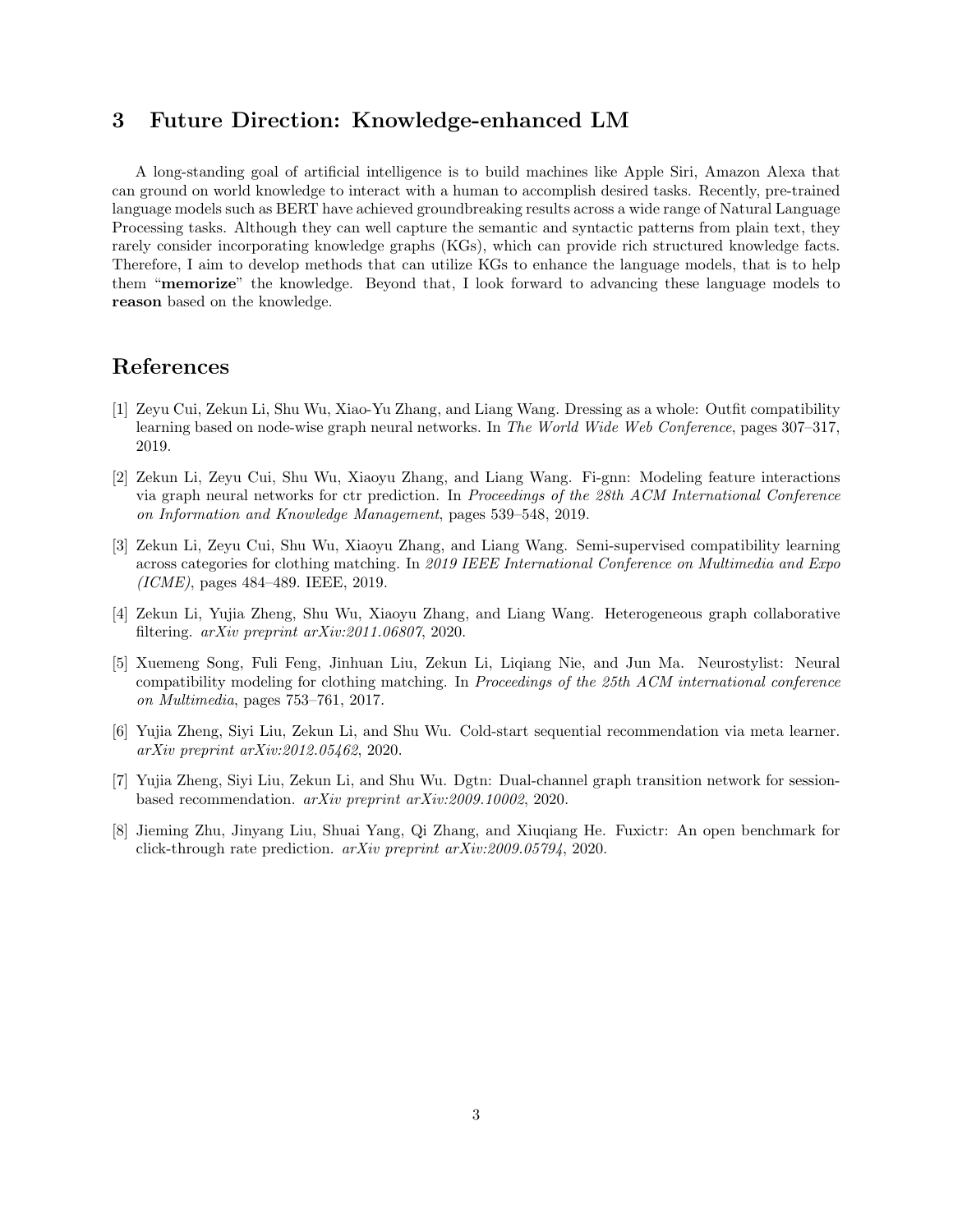## 3 Future Direction: Knowledge-enhanced LM

A long-standing goal of artificial intelligence is to build machines like Apple Siri, Amazon Alexa that can ground on world knowledge to interact with a human to accomplish desired tasks. Recently, pre-trained language models such as BERT have achieved groundbreaking results across a wide range of Natural Language Processing tasks. Although they can well capture the semantic and syntactic patterns from plain text, they rarely consider incorporating knowledge graphs (KGs), which can provide rich structured knowledge facts. Therefore, I aim to develop methods that can utilize KGs to enhance the language models, that is to help them "**memorize**" the knowledge. Beyond that, I look forward to advancing these language models to **reason** based on the knowledge.

## References

[1] Zeyu Cui, Zekun Li, Shu Wu, Xiao-Yu Zhang, and Liang Wang. Dressing as a whole: Outfit compatibility learning based on node-wise graph neural networks. In *The World Wide Web Conference*, pages 307–317, 2019.

[2] Zekun Li, Zeyu Cui, Shu Wu, Xiaoyu Zhang, and Liang Wang. Fi-gnn: Modeling feature interactions via graph neural networks for ctr prediction. In *Proceedings of the 28th ACM International Conference on Information and Knowledge Management*, pages 539–548, 2019.

[3] Zekun Li, Zeyu Cui, Shu Wu, Xiaoyu Zhang, and Liang Wang. Semi-supervised compatibility learning across categories for clothing matching. In *2019 IEEE International Conference on Multimedia and Expo (ICME)*, pages 484–489. IEEE, 2019.

[4] Zekun Li, Yujia Zheng, Shu Wu, Xiaoyu Zhang, and Liang Wang. Heterogeneous graph collaborative filtering. *arXiv preprint arXiv:2011.06807*, 2020.

[5] Xuemeng Song, Fuli Feng, Jinhuan Liu, Zekun Li, Liqiang Nie, and Jun Ma. Neurostylist: Neural compatibility modeling for clothing matching. In *Proceedings of the 25th ACM international conference on Multimedia*, pages 753–761, 2017.

[6] Yujia Zheng, Siyi Liu, Zekun Li, and Shu Wu. Cold-start sequential recommendation via meta learner. *arXiv preprint arXiv:2012.05462*, 2020.

[7] Yujia Zheng, Siyi Liu, Zekun Li, and Shu Wu. Dgtn: Dual-channel graph transition network for session-based recommendation. *arXiv preprint arXiv:2009.10002*, 2020.

[8] Jieming Zhu, Jinyang Liu, Shuai Yang, Qi Zhang, and Xiuqiang He. Fuxictr: An open benchmark for click-through rate prediction. *arXiv preprint arXiv:2009.05794*, 2020.